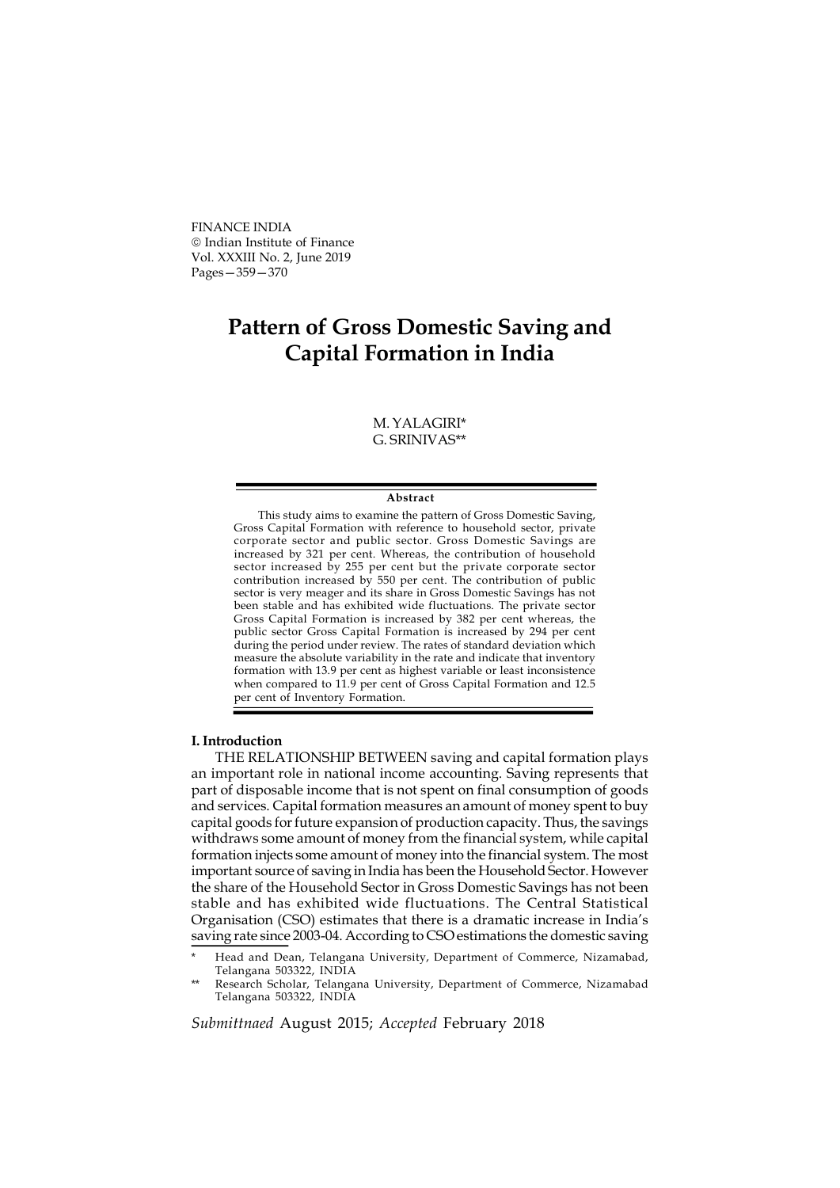# Pattern of Gross Domestic Saving and Capital Formation in India

M. YALAGIRI*
G. SRINIVAS**

**Abstract**

This study aims to examine the pattern of Gross Domestic Saving, Gross Capital Formation with reference to household sector, private corporate sector and public sector. Gross Domestic Savings are increased by 321 per cent. Whereas, the contribution of household sector increased by 255 per cent but the private corporate sector contribution increased by 550 per cent. The contribution of public sector is very meager and its share in Gross Domestic Savings has not been stable and has exhibited wide fluctuations. The private sector Gross Capital Formation is increased by 382 per cent whereas, the public sector Gross Capital Formation is increased by 294 per cent during the period under review. The rates of standard deviation which measure the absolute variability in the rate and indicate that inventory formation with 13.9 per cent as highest variable or least inconsistence when compared to 11.9 per cent of Gross Capital Formation and 12.5 per cent of Inventory Formation.

## I. Introduction

THE RELATIONSHIP BETWEEN saving and capital formation plays an important role in national income accounting. Saving represents that part of disposable income that is not spent on final consumption of goods and services. Capital formation measures an amount of money spent to buy capital goods for future expansion of production capacity. Thus, the savings withdraws some amount of money from the financial system, while capital formation injects some amount of money into the financial system. The most important source of saving in India has been the Household Sector. However the share of the Household Sector in Gross Domestic Savings has not been stable and has exhibited wide fluctuations. The Central Statistical Organisation (CSO) estimates that there is a dramatic increase in India's saving rate since 2003-04. According to CSO estimations the domestic saving

\* Head and Dean, Telangana University, Department of Commerce, Nizamabad, Telangana 503322, INDIA

\*\* Research Scholar, Telangana University, Department of Commerce, Nizamabad Telangana 503322, INDIA

*Submittnaed* August 2015; *Accepted* February 2018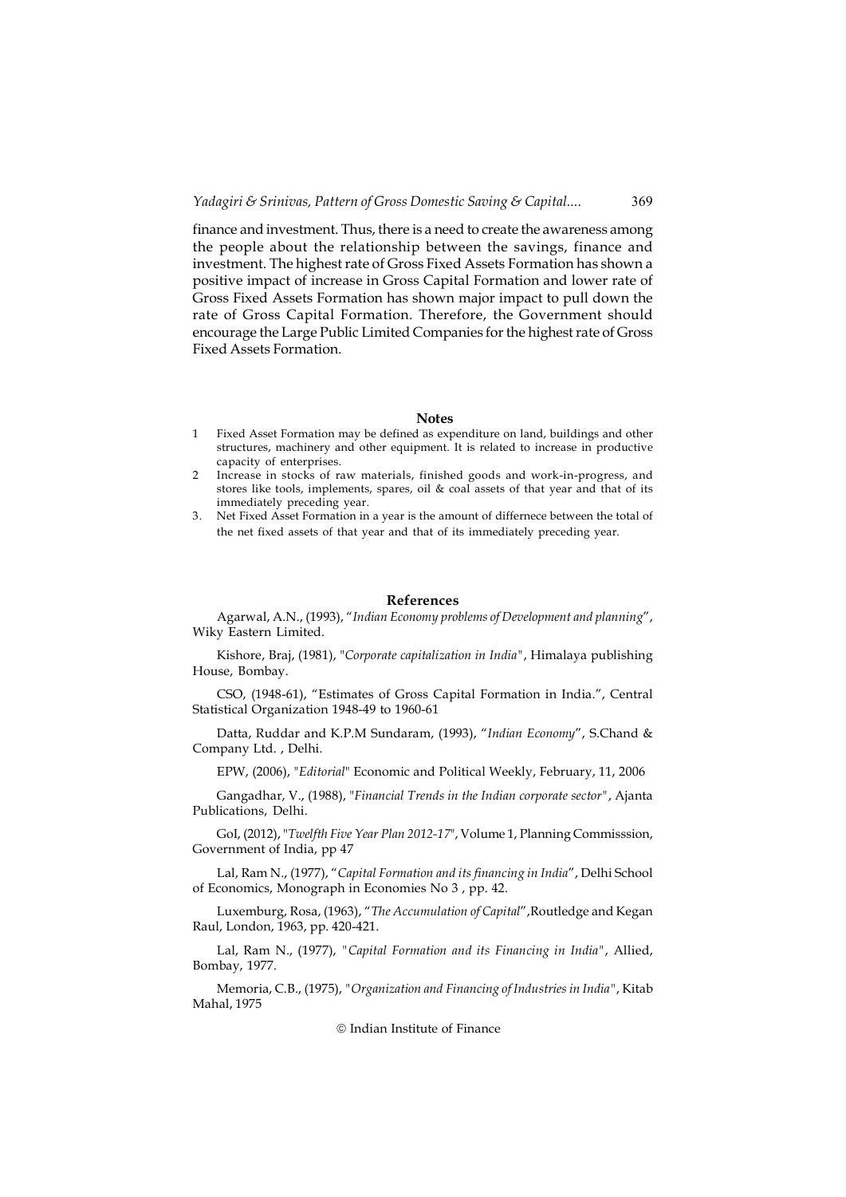finance and investment. Thus, there is a need to create the awareness among the people about the relationship between the savings, finance and investment. The highest rate of Gross Fixed Assets Formation has shown a positive impact of increase in Gross Capital Formation and lower rate of Gross Fixed Assets Formation has shown major impact to pull down the rate of Gross Capital Formation. Therefore, the Government should encourage the Large Public Limited Companies for the highest rate of Gross Fixed Assets Formation.

## Notes

1. Fixed Asset Formation may be defined as expenditure on land, buildings and other structures, machinery and other equipment. It is related to increase in productive capacity of enterprises.
2. Increase in stocks of raw materials, finished goods and work-in-progress, and stores like tools, implements, spares, oil & coal assets of that year and that of its immediately preceding year.
3. Net Fixed Asset Formation in a year is the amount of differnece between the total of the net fixed assets of that year and that of its immediately preceding year.

## References

Agarwal, A.N., (1993), "*Indian Economy problems of Development and planning*", Wiky Eastern Limited.

Kishore, Braj, (1981), "*Corporate capitalization in India*", Himalaya publishing House, Bombay.

CSO, (1948-61), "Estimates of Gross Capital Formation in India.", Central Statistical Organization 1948-49 to 1960-61

Datta, Ruddar and K.P.M Sundaram, (1993), "*Indian Economy*", S.Chand & Company Ltd. , Delhi.

EPW, (2006), "*Editorial*" Economic and Political Weekly, February, 11, 2006

Gangadhar, V., (1988), "*Financial Trends in the Indian corporate sector*", Ajanta Publications, Delhi.

GoI, (2012), "*Twelfth Five Year Plan 2012-17*", Volume 1, Planning Commisssion, Government of India, pp 47

Lal, Ram N., (1977), "*Capital Formation and its financing in India*", Delhi School of Economics, Monograph in Economies No 3 , pp. 42.

Luxemburg, Rosa, (1963), "*The Accumulation of Capital*",Routledge and Kegan Raul, London, 1963, pp. 420-421.

Lal, Ram N., (1977), "*Capital Formation and its Financing in India*", Allied, Bombay, 1977.

Memoria, C.B., (1975), "*Organization and Financing of Industries in India*", Kitab Mahal, 1975

© Indian Institute of Finance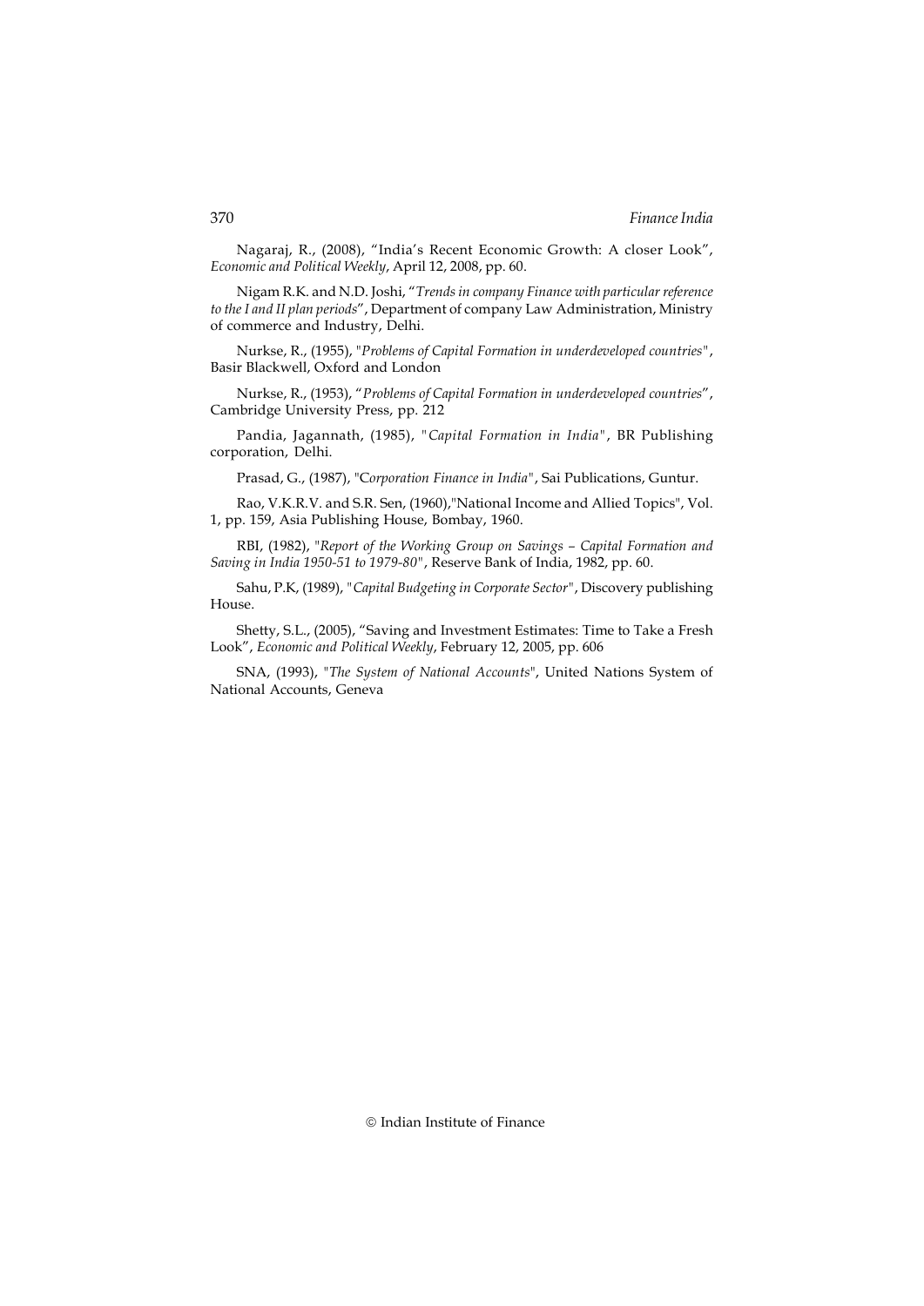Nagaraj, R., (2008), "India's Recent Economic Growth: A closer Look", *Economic and Political Weekly*, April 12, 2008, pp. 60.

Nigam R.K. and N.D. Joshi, "*Trends in company Finance with particular reference to the I and II plan periods*", Department of company Law Administration, Ministry of commerce and Industry, Delhi.

Nurkse, R., (1955), "*Problems of Capital Formation in underdeveloped countries*", Basir Blackwell, Oxford and London

Nurkse, R., (1953), "*Problems of Capital Formation in underdeveloped countries*", Cambridge University Press, pp. 212

Pandia, Jagannath, (1985), "*Capital Formation in India*", BR Publishing corporation, Delhi.

Prasad, G., (1987), "*Corporation Finance in India*", Sai Publications, Guntur.

Rao, V.K.R.V. and S.R. Sen, (1960),"National Income and Allied Topics", Vol. 1, pp. 159, Asia Publishing House, Bombay, 1960.

RBI, (1982), "*Report of the Working Group on Savings – Capital Formation and Saving in India 1950-51 to 1979-80*", Reserve Bank of India, 1982, pp. 60.

Sahu, P.K, (1989), "*Capital Budgeting in Corporate Sector*", Discovery publishing House.

Shetty, S.L., (2005), "Saving and Investment Estimates: Time to Take a Fresh Look", *Economic and Political Weekly*, February 12, 2005, pp. 606

SNA, (1993), "*The System of National Accounts*", United Nations System of National Accounts, Geneva